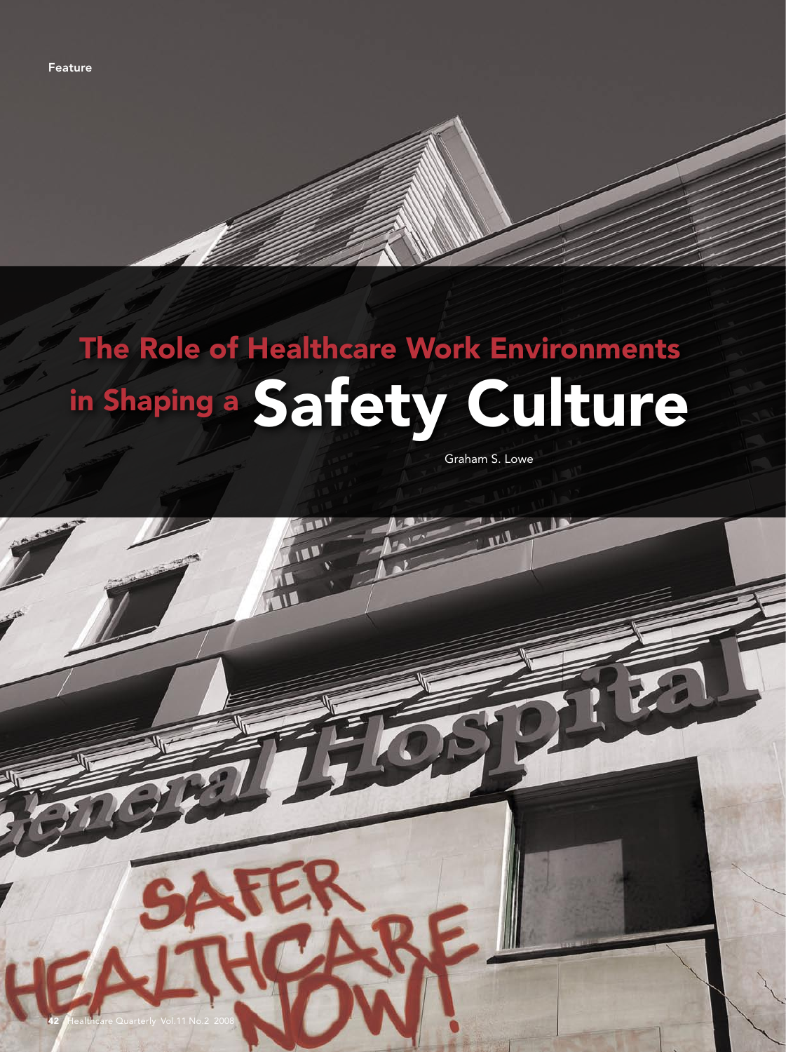Feature

# The Role of Healthcare Work Environments in Shaping a Safety Culture

Graham S. Lowe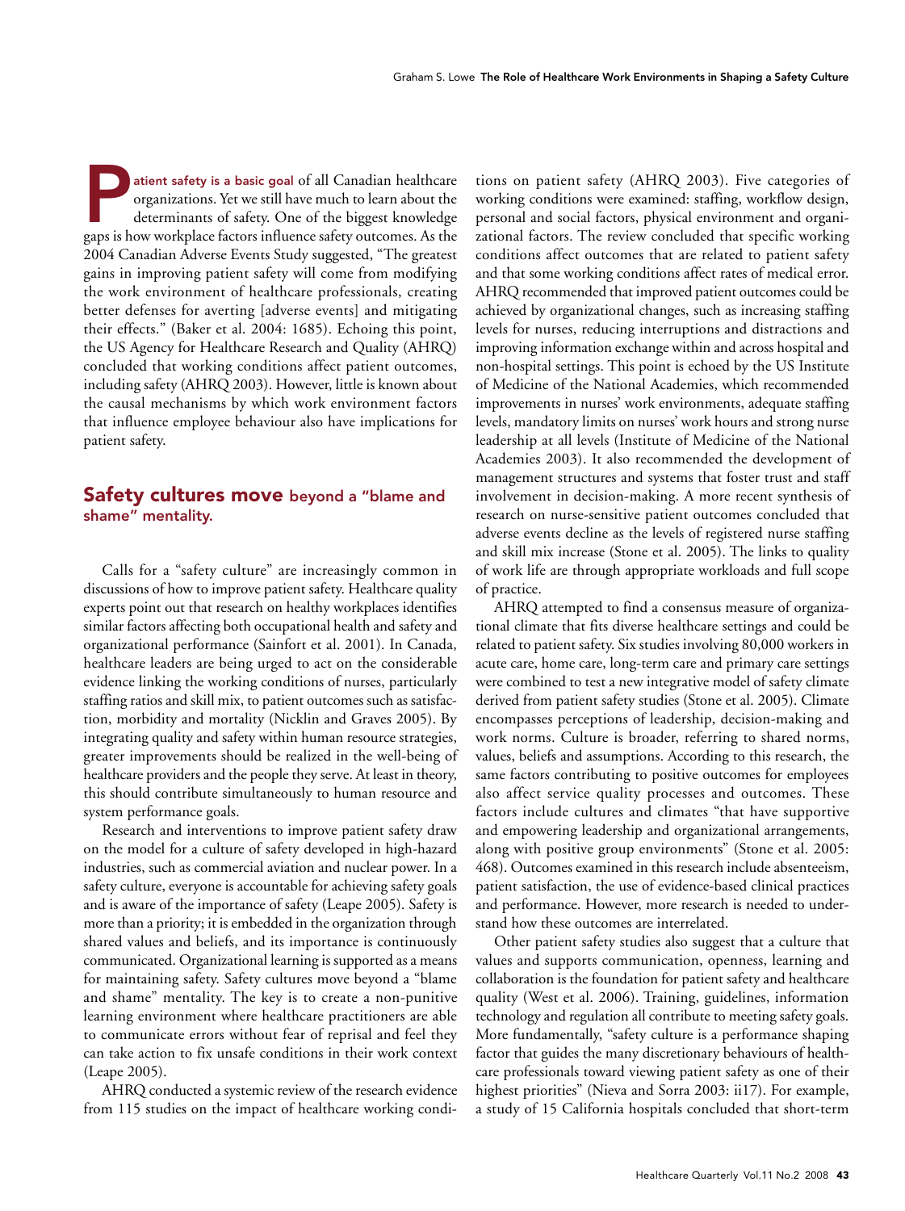Patient safety is a basic goal of all Canadian healthcare organizations. Yet we still have much to learn about the determinants of safety. One of the biggest knowledge gaps is how workplace factors influence safety outcomes. As the 2004 Canadian Adverse Events Study suggested, "The greatest gains in improving patient safety will come from modifying the work environment of healthcare professionals, creating better defenses for averting [adverse events] and mitigating their effects." (Baker et al. 2004: 1685). Echoing this point, the US Agency for Healthcare Research and Quality (AHRQ) concluded that working conditions affect patient outcomes, including safety (AHRQ 2003). However, little is known about the causal mechanisms by which work environment factors that influence employee behaviour also have implications for patient safety.

## Safety cultures move beyond a "blame and shame" mentality.

Calls for a "safety culture" are increasingly common in discussions of how to improve patient safety. Healthcare quality experts point out that research on healthy workplaces identifies similar factors affecting both occupational health and safety and organizational performance (Sainfort et al. 2001). In Canada, healthcare leaders are being urged to act on the considerable evidence linking the working conditions of nurses, particularly staffing ratios and skill mix, to patient outcomes such as satisfaction, morbidity and mortality (Nicklin and Graves 2005). By integrating quality and safety within human resource strategies, greater improvements should be realized in the well-being of healthcare providers and the people they serve. At least in theory, this should contribute simultaneously to human resource and system performance goals.

Research and interventions to improve patient safety draw on the model for a culture of safety developed in high-hazard industries, such as commercial aviation and nuclear power. In a safety culture, everyone is accountable for achieving safety goals and is aware of the importance of safety (Leape 2005). Safety is more than a priority; it is embedded in the organization through shared values and beliefs, and its importance is continuously communicated. Organizational learning is supported as a means for maintaining safety. Safety cultures move beyond a "blame and shame" mentality. The key is to create a non-punitive learning environment where healthcare practitioners are able to communicate errors without fear of reprisal and feel they can take action to fix unsafe conditions in their work context (Leape 2005).

AHRQ conducted a systemic review of the research evidence from 115 studies on the impact of healthcare working conditions on patient safety (AHRQ 2003). Five categories of working conditions were examined: staffing, workflow design, personal and social factors, physical environment and organizational factors. The review concluded that specific working conditions affect outcomes that are related to patient safety and that some working conditions affect rates of medical error. AHRQ recommended that improved patient outcomes could be achieved by organizational changes, such as increasing staffing levels for nurses, reducing interruptions and distractions and improving information exchange within and across hospital and non-hospital settings. This point is echoed by the US Institute of Medicine of the National Academies, which recommended improvements in nurses' work environments, adequate staffing levels, mandatory limits on nurses' work hours and strong nurse leadership at all levels (Institute of Medicine of the National Academies 2003). It also recommended the development of management structures and systems that foster trust and staff involvement in decision-making. A more recent synthesis of research on nurse-sensitive patient outcomes concluded that adverse events decline as the levels of registered nurse staffing and skill mix increase (Stone et al. 2005). The links to quality of work life are through appropriate workloads and full scope of practice.

AHRQ attempted to find a consensus measure of organizational climate that fits diverse healthcare settings and could be related to patient safety. Six studies involving 80,000 workers in acute care, home care, long-term care and primary care settings were combined to test a new integrative model of safety climate derived from patient safety studies (Stone et al. 2005). Climate encompasses perceptions of leadership, decision-making and work norms. Culture is broader, referring to shared norms, values, beliefs and assumptions. According to this research, the same factors contributing to positive outcomes for employees also affect service quality processes and outcomes. These factors include cultures and climates "that have supportive and empowering leadership and organizational arrangements, along with positive group environments" (Stone et al. 2005: 468). Outcomes examined in this research include absenteeism, patient satisfaction, the use of evidence-based clinical practices and performance. However, more research is needed to understand how these outcomes are interrelated.

Other patient safety studies also suggest that a culture that values and supports communication, openness, learning and collaboration is the foundation for patient safety and healthcare quality (West et al. 2006). Training, guidelines, information technology and regulation all contribute to meeting safety goals. More fundamentally, "safety culture is a performance shaping factor that guides the many discretionary behaviours of healthcare professionals toward viewing patient safety as one of their highest priorities" (Nieva and Sorra 2003: ii17). For example, a study of 15 California hospitals concluded that short-term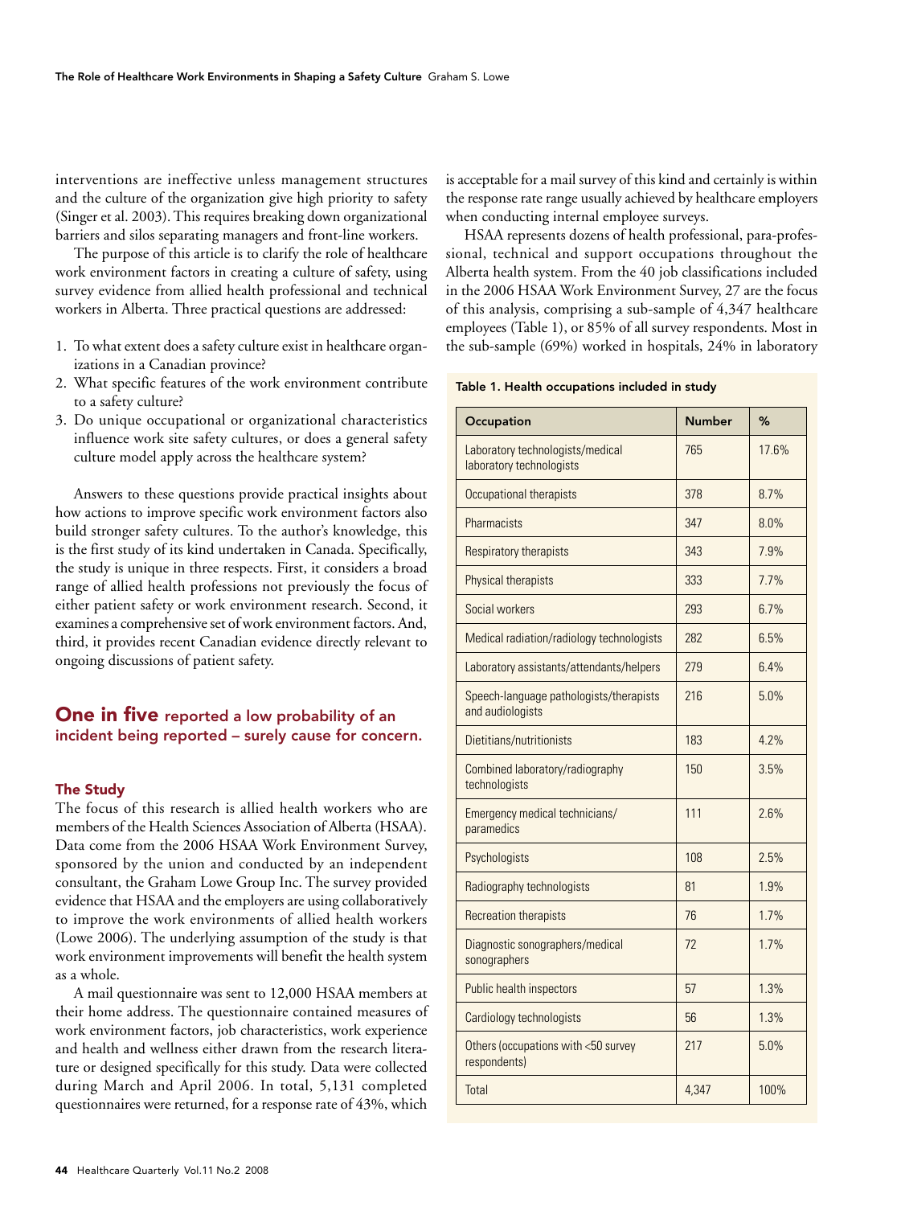interventions are ineffective unless management structures and the culture of the organization give high priority to safety (Singer et al. 2003). This requires breaking down organizational barriers and silos separating managers and front-line workers.

The purpose of this article is to clarify the role of healthcare work environment factors in creating a culture of safety, using survey evidence from allied health professional and technical workers in Alberta. Three practical questions are addressed:

1. To what extent does a safety culture exist in healthcare organizations in a Canadian province?
2. What specific features of the work environment contribute to a safety culture?
3. Do unique occupational or organizational characteristics influence work site safety cultures, or does a general safety culture model apply across the healthcare system?

Answers to these questions provide practical insights about how actions to improve specific work environment factors also build stronger safety cultures. To the author's knowledge, this is the first study of its kind undertaken in Canada. Specifically, the study is unique in three respects. First, it considers a broad range of allied health professions not previously the focus of either patient safety or work environment research. Second, it examines a comprehensive set of work environment factors. And, third, it provides recent Canadian evidence directly relevant to ongoing discussions of patient safety.

**One in five reported a low probability of an incident being reported – surely cause for concern.**

## The Study

The focus of this research is allied health workers who are members of the Health Sciences Association of Alberta (HSAA). Data come from the 2006 HSAA Work Environment Survey, sponsored by the union and conducted by an independent consultant, the Graham Lowe Group Inc. The survey provided evidence that HSAA and the employers are using collaboratively to improve the work environments of allied health workers (Lowe 2006). The underlying assumption of the study is that work environment improvements will benefit the health system as a whole.

A mail questionnaire was sent to 12,000 HSAA members at their home address. The questionnaire contained measures of work environment factors, job characteristics, work experience and health and wellness either drawn from the research literature or designed specifically for this study. Data were collected during March and April 2006. In total, 5,131 completed questionnaires were returned, for a response rate of 43%, which is acceptable for a mail survey of this kind and certainly is within the response rate range usually achieved by healthcare employers when conducting internal employee surveys.

HSAA represents dozens of health professional, para-professional, technical and support occupations throughout the Alberta health system. From the 40 job classifications included in the 2006 HSAA Work Environment Survey, 27 are the focus of this analysis, comprising a sub-sample of 4,347 healthcare employees (Table 1), or 85% of all survey respondents. Most in the sub-sample (69%) worked in hospitals, 24% in laboratory

**Table 1. Health occupations included in study**

| Occupation | Number | % |
|---|---|---|
| Laboratory technologists/medical laboratory technologists | 765 | 17.6% |
| Occupational therapists | 378 | 8.7% |
| Pharmacists | 347 | 8.0% |
| Respiratory therapists | 343 | 7.9% |
| Physical therapists | 333 | 7.7% |
| Social workers | 293 | 6.7% |
| Medical radiation/radiology technologists | 282 | 6.5% |
| Laboratory assistants/attendants/helpers | 279 | 6.4% |
| Speech-language pathologists/therapists and audiologists | 216 | 5.0% |
| Dietitians/nutritionists | 183 | 4.2% |
| Combined laboratory/radiography technologists | 150 | 3.5% |
| Emergency medical technicians/paramedics | 111 | 2.6% |
| Psychologists | 108 | 2.5% |
| Radiography technologists | 81 | 1.9% |
| Recreation therapists | 76 | 1.7% |
| Diagnostic sonographers/medical sonographers | 72 | 1.7% |
| Public health inspectors | 57 | 1.3% |
| Cardiology technologists | 56 | 1.3% |
| Others (occupations with <50 survey respondents) | 217 | 5.0% |
| Total | 4,347 | 100% |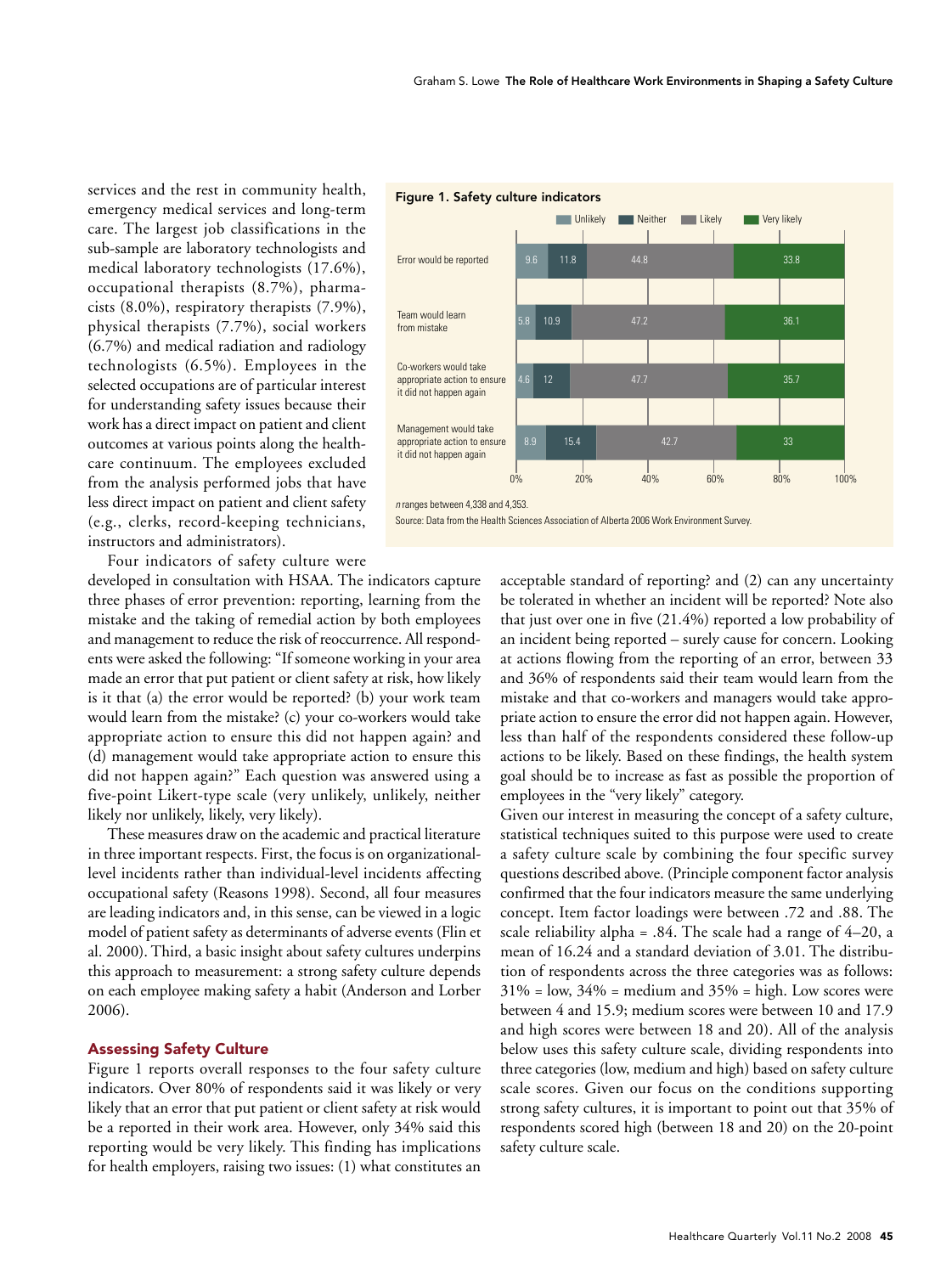services and the rest in community health, emergency medical services and long-term care. The largest job classifications in the sub-sample are laboratory technologists and medical laboratory technologists (17.6%), occupational therapists (8.7%), pharmacists (8.0%), respiratory therapists (7.9%), physical therapists (7.7%), social workers (6.7%) and medical radiation and radiology technologists (6.5%). Employees in the selected occupations are of particular interest for understanding safety issues because their work has a direct impact on patient and client outcomes at various points along the healthcare continuum. The employees excluded from the analysis performed jobs that have less direct impact on patient and client safety (e.g., clerks, record-keeping technicians, instructors and administrators).

Four indicators of safety culture were developed in consultation with HSAA. The indicators capture three phases of error prevention: reporting, learning from the mistake and the taking of remedial action by both employees and management to reduce the risk of reoccurrence. All respondents were asked the following: "If someone working in your area made an error that put patient or client safety at risk, how likely is it that (a) the error would be reported? (b) your work team would learn from the mistake? (c) your co-workers would take appropriate action to ensure this did not happen again? and (d) management would take appropriate action to ensure this did not happen again?" Each question was answered using a five-point Likert-type scale (very unlikely, unlikely, neither likely nor unlikely, likely, very likely).

These measures draw on the academic and practical literature in three important respects. First, the focus is on organizational-level incidents rather than individual-level incidents affecting occupational safety (Reasons 1998). Second, all four measures are leading indicators and, in this sense, can be viewed in a logic model of patient safety as determinants of adverse events (Flin et al. 2000). Third, a basic insight about safety cultures underpins this approach to measurement: a strong safety culture depends on each employee making safety a habit (Anderson and Lorber 2006).

**Figure 1. Safety culture indicators**

| | Unlikely | Neither | Likely | Very likely |
|---|---|---|---|---|
| Error would be reported | 9.6 | 11.8 | 44.8 | 33.8 |
| Team would learn from mistake | 5.8 | 10.9 | 47.2 | 36.1 |
| Co-workers would take appropriate action to ensure it did not happen again | 4.6 | 12 | 47.7 | 35.7 |
| Management would take appropriate action to ensure it did not happen again | 8.9 | 15.4 | 42.7 | 33 |

*n* ranges between 4,338 and 4,353.

Source: Data from the Health Sciences Association of Alberta 2006 Work Environment Survey.

## Assessing Safety Culture

Figure 1 reports overall responses to the four safety culture indicators. Over 80% of respondents said it was likely or very likely that an error that put patient or client safety at risk would be a reported in their work area. However, only 34% said this reporting would be very likely. This finding has implications for health employers, raising two issues: (1) what constitutes an acceptable standard of reporting? and (2) can any uncertainty be tolerated in whether an incident will be reported? Note also that just over one in five (21.4%) reported a low probability of an incident being reported – surely cause for concern. Looking at actions flowing from the reporting of an error, between 33 and 36% of respondents said their team would learn from the mistake and that co-workers and managers would take appropriate action to ensure the error did not happen again. However, less than half of the respondents considered these follow-up actions to be likely. Based on these findings, the health system goal should be to increase as fast as possible the proportion of employees in the "very likely" category.

Given our interest in measuring the concept of a safety culture, statistical techniques suited to this purpose were used to create a safety culture scale by combining the four specific survey questions described above. (Principle component factor analysis confirmed that the four indicators measure the same underlying concept. Item factor loadings were between .72 and .88. The scale reliability alpha = .84. The scale had a range of 4–20, a mean of 16.24 and a standard deviation of 3.01. The distribution of respondents across the three categories was as follows: 31% = low, 34% = medium and 35% = high. Low scores were between 4 and 15.9; medium scores were between 10 and 17.9 and high scores were between 18 and 20). All of the analysis below uses this safety culture scale, dividing respondents into three categories (low, medium and high) based on safety culture scale scores. Given our focus on the conditions supporting strong safety cultures, it is important to point out that 35% of respondents scored high (between 18 and 20) on the 20-point safety culture scale.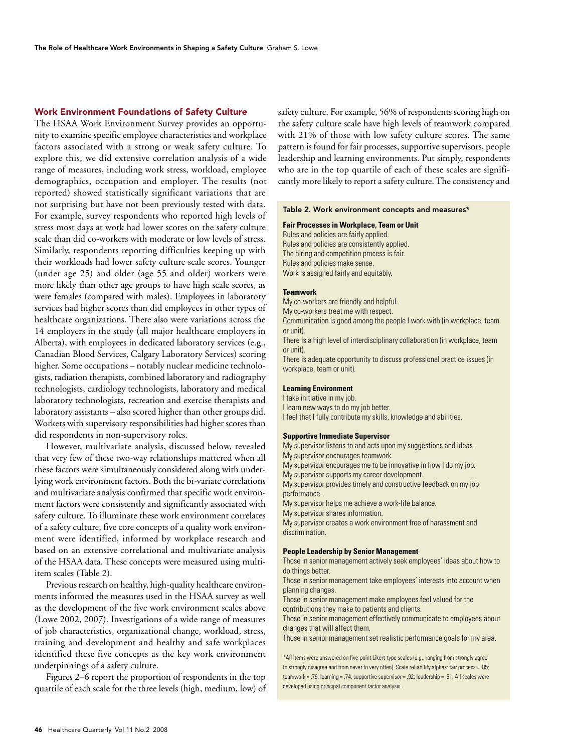## Work Environment Foundations of Safety Culture

The HSAA Work Environment Survey provides an opportunity to examine specific employee characteristics and workplace factors associated with a strong or weak safety culture. To explore this, we did extensive correlation analysis of a wide range of measures, including work stress, workload, employee demographics, occupation and employer. The results (not reported) showed statistically significant variations that are not surprising but have not been previously tested with data. For example, survey respondents who reported high levels of stress most days at work had lower scores on the safety culture scale than did co-workers with moderate or low levels of stress. Similarly, respondents reporting difficulties keeping up with their workloads had lower safety culture scale scores. Younger (under age 25) and older (age 55 and older) workers were more likely than other age groups to have high scale scores, as were females (compared with males). Employees in laboratory services had higher scores than did employees in other types of healthcare organizations. There also were variations across the 14 employers in the study (all major healthcare employers in Alberta), with employees in dedicated laboratory services (e.g., Canadian Blood Services, Calgary Laboratory Services) scoring higher. Some occupations – notably nuclear medicine technologists, radiation therapists, combined laboratory and radiography technologists, cardiology technologists, laboratory and medical laboratory technologists, recreation and exercise therapists and laboratory assistants – also scored higher than other groups did. Workers with supervisory responsibilities had higher scores than did respondents in non-supervisory roles.

However, multivariate analysis, discussed below, revealed that very few of these two-way relationships mattered when all these factors were simultaneously considered along with underlying work environment factors. Both the bi-variate correlations and multivariate analysis confirmed that specific work environment factors were consistently and significantly associated with safety culture. To illuminate these work environment correlates of a safety culture, five core concepts of a quality work environment were identified, informed by workplace research and based on an extensive correlational and multivariate analysis of the HSAA data. These concepts were measured using multi-item scales (Table 2).

Previous research on healthy, high-quality healthcare environments informed the measures used in the HSAA survey as well as the development of the five work environment scales above (Lowe 2002, 2007). Investigations of a wide range of measures of job characteristics, organizational change, workload, stress, training and development and healthy and safe workplaces identified these five concepts as the key work environment underpinnings of a safety culture.

Figures 2–6 report the proportion of respondents in the top quartile of each scale for the three levels (high, medium, low) of safety culture. For example, 56% of respondents scoring high on the safety culture scale have high levels of teamwork compared with 21% of those with low safety culture scores. The same pattern is found for fair processes, supportive supervisors, people leadership and learning environments. Put simply, respondents who are in the top quartile of each of these scales are significantly more likely to report a safety culture. The consistency and

**Table 2. Work environment concepts and measures***

**Fair Processes in Workplace, Team or Unit**

Rules and policies are fairly applied.
Rules and policies are consistently applied.
The hiring and competition process is fair.
Rules and policies make sense.
Work is assigned fairly and equitably.

**Teamwork**

My co-workers are friendly and helpful.
My co-workers treat me with respect.
Communication is good among the people I work with (in workplace, team or unit).
There is a high level of interdisciplinary collaboration (in workplace, team or unit).
There is adequate opportunity to discuss professional practice issues (in workplace, team or unit).

**Learning Environment**

I take initiative in my job.
I learn new ways to do my job better.
I feel that I fully contribute my skills, knowledge and abilities.

**Supportive Immediate Supervisor**

My supervisor listens to and acts upon my suggestions and ideas.
My supervisor encourages teamwork.
My supervisor encourages me to be innovative in how I do my job.
My supervisor supports my career development.
My supervisor provides timely and constructive feedback on my job performance.
My supervisor helps me achieve a work-life balance.
My supervisor shares information.
My supervisor creates a work environment free of harassment and discrimination.

**People Leadership by Senior Management**

Those in senior management actively seek employees' ideas about how to do things better.
Those in senior management take employees' interests into account when planning changes.
Those in senior management make employees feel valued for the contributions they make to patients and clients.
Those in senior management effectively communicate to employees about changes that will affect them.
Those in senior management set realistic performance goals for my area.

*All items were answered on five-point Likert-type scales (e.g., ranging from strongly agree to strongly disagree and from never to very often). Scale reliability alphas: fair process = .85; teamwork = .79; learning = .74; supportive supervisor = .92; leadership = .91. All scales were developed using principal component factor analysis.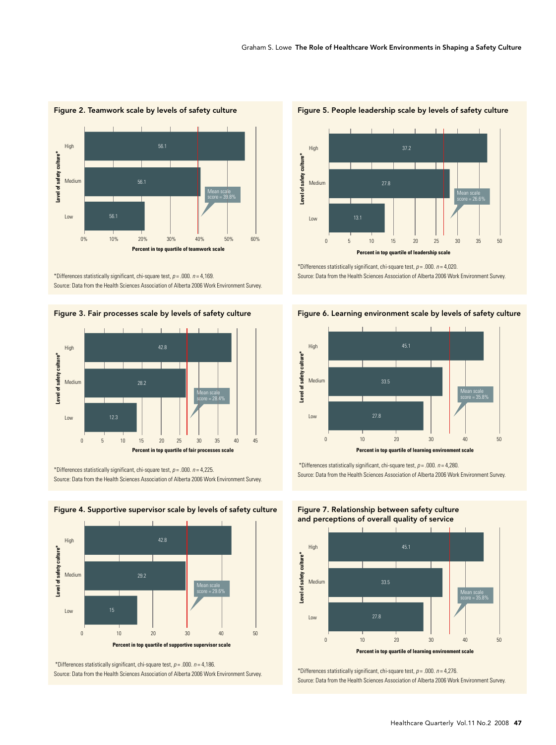## Figure 2. Teamwork scale by levels of safety culture

| Level of safety culture* | Percent in top quartile of teamwork scale |
| --- | --- |
| High | 56.1 |
| Medium | 56.1 |
| Low | 56.1 |

Mean scale score = 39.8%

*Differences statistically significant, chi-square test, $p = .000$. $n = 4{,}169$.
Source: Data from the Health Sciences Association of Alberta 2006 Work Environment Survey.

## Figure 3. Fair processes scale by levels of safety culture

| Level of safety culture* | Percent in top quartile of fair processes scale |
| --- | --- |
| High | 42.8 |
| Medium | 28.2 |
| Low | 12.3 |

Mean scale score = 28.4%

*Differences statistically significant, chi-square test, $p = .000$. $n = 4{,}225$.
Source: Data from the Health Sciences Association of Alberta 2006 Work Environment Survey.

## Figure 4. Supportive supervisor scale by levels of safety culture

| Level of safety culture* | Percent in top quartile of supportive supervisor scale |
| --- | --- |
| High | 42.8 |
| Medium | 29.2 |
| Low | 15 |

Mean scale score = 29.6%

*Differences statistically significant, chi-square test, $p = .000$. $n = 4{,}186$.
Source: Data from the Health Sciences Association of Alberta 2006 Work Environment Survey.

## Figure 5. People leadership scale by levels of safety culture

| Level of safety culture* | Percent in top quartile of leadership scale |
| --- | --- |
| High | 37.2 |
| Medium | 27.8 |
| Low | 13.1 |

Mean scale score = 26.6%

*Differences statistically significant, chi-square test, $p = .000$. $n = 4{,}020$.
Source: Data from the Health Sciences Association of Alberta 2006 Work Environment Survey.

## Figure 6. Learning environment scale by levels of safety culture

| Level of safety culture* | Percent in top quartile of learning environment scale |
| --- | --- |
| High | 45.1 |
| Medium | 33.5 |
| Low | 27.8 |

Mean scale score = 35.8%

*Differences statistically significant, chi-square test, $p = .000$. $n = 4{,}280$.
Source: Data from the Health Sciences Association of Alberta 2006 Work Environment Survey.

## Figure 7. Relationship between safety culture and perceptions of overall quality of service

| Level of safety culture* | Percent in top quartile of learning environment scale |
| --- | --- |
| High | 45.1 |
| Medium | 33.5 |
| Low | 27.8 |

Mean scale score = 35.8%

*Differences statistically significant, chi-square test, $p = .000$. $n = 4{,}276$.
Source: Data from the Health Sciences Association of Alberta 2006 Work Environment Survey.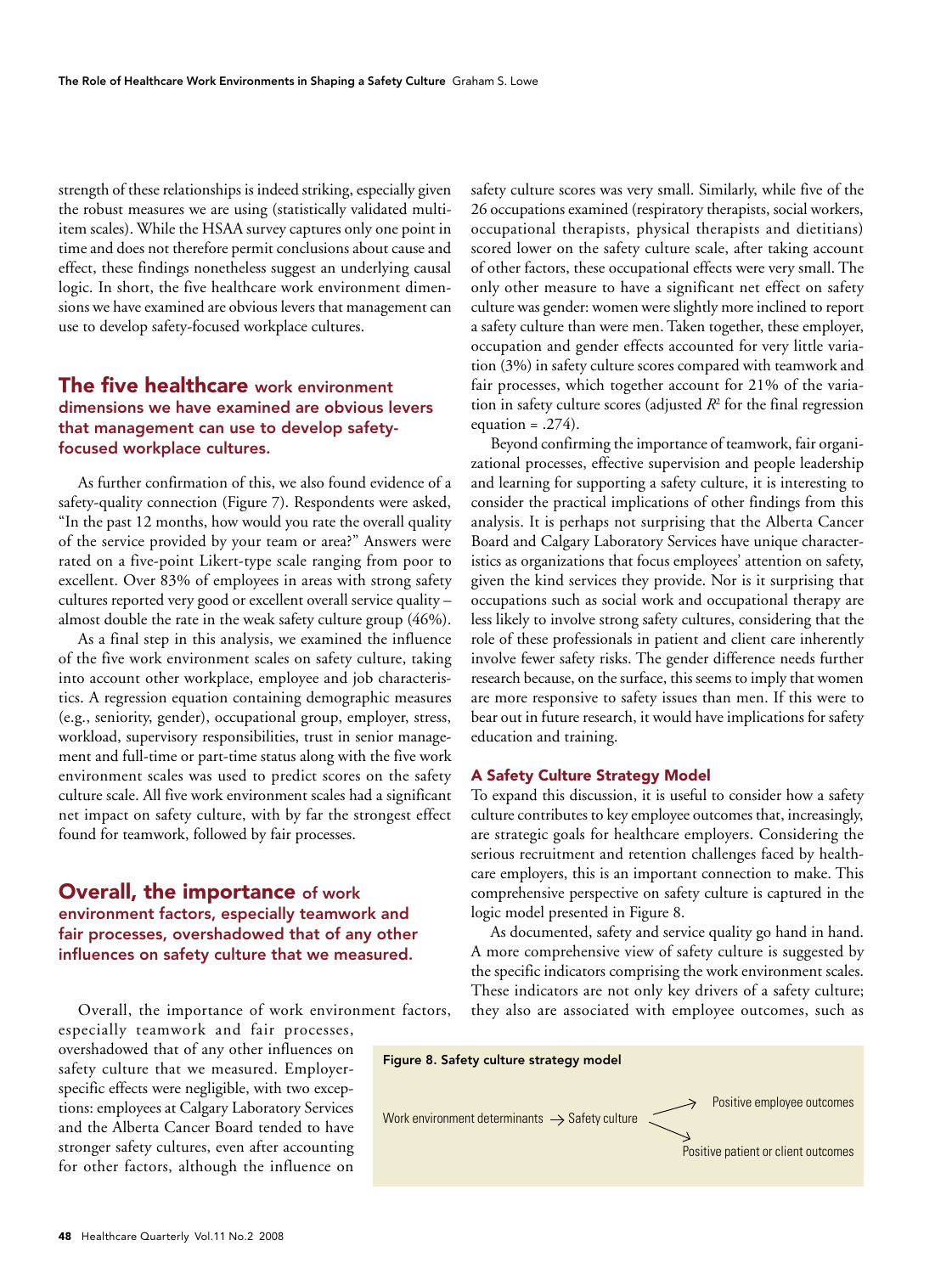strength of these relationships is indeed striking, especially given the robust measures we are using (statistically validated multi-item scales). While the HSAA survey captures only one point in time and does not therefore permit conclusions about cause and effect, these findings nonetheless suggest an underlying causal logic. In short, the five healthcare work environment dimensions we have examined are obvious levers that management can use to develop safety-focused workplace cultures.

> **The five healthcare work environment dimensions we have examined are obvious levers that management can use to develop safety-focused workplace cultures.**

As further confirmation of this, we also found evidence of a safety-quality connection (Figure 7). Respondents were asked, "In the past 12 months, how would you rate the overall quality of the service provided by your team or area?" Answers were rated on a five-point Likert-type scale ranging from poor to excellent. Over 83% of employees in areas with strong safety cultures reported very good or excellent overall service quality – almost double the rate in the weak safety culture group (46%).

As a final step in this analysis, we examined the influence of the five work environment scales on safety culture, taking into account other workplace, employee and job characteristics. A regression equation containing demographic measures (e.g., seniority, gender), occupational group, employer, stress, workload, supervisory responsibilities, trust in senior management and full-time or part-time status along with the five work environment scales was used to predict scores on the safety culture scale. All five work environment scales had a significant net impact on safety culture, with by far the strongest effect found for teamwork, followed by fair processes.

> **Overall, the importance of work environment factors, especially teamwork and fair processes, overshadowed that of any other influences on safety culture that we measured.**

Overall, the importance of work environment factors, especially teamwork and fair processes, overshadowed that of any other influences on safety culture that we measured. Employer-specific effects were negligible, with two exceptions: employees at Calgary Laboratory Services and the Alberta Cancer Board tended to have stronger safety cultures, even after accounting for other factors, although the influence on safety culture scores was very small. Similarly, while five of the 26 occupations examined (respiratory therapists, social workers, occupational therapists, physical therapists and dietitians) scored lower on the safety culture scale, after taking account of other factors, these occupational effects were very small. The only other measure to have a significant net effect on safety culture was gender: women were slightly more inclined to report a safety culture than were men. Taken together, these employer, occupation and gender effects accounted for very little variation (3%) in safety culture scores compared with teamwork and fair processes, which together account for 21% of the variation in safety culture scores (adjusted $R^2$ for the final regression equation = .274).

Beyond confirming the importance of teamwork, fair organizational processes, effective supervision and people leadership and learning for supporting a safety culture, it is interesting to consider the practical implications of other findings from this analysis. It is perhaps not surprising that the Alberta Cancer Board and Calgary Laboratory Services have unique characteristics as organizations that focus employees' attention on safety, given the kind services they provide. Nor is it surprising that occupations such as social work and occupational therapy are less likely to involve strong safety cultures, considering that the role of these professionals in patient and client care inherently involve fewer safety risks. The gender difference needs further research because, on the surface, this seems to imply that women are more responsive to safety issues than men. If this were to bear out in future research, it would have implications for safety education and training.

### A Safety Culture Strategy Model

To expand this discussion, it is useful to consider how a safety culture contributes to key employee outcomes that, increasingly, are strategic goals for healthcare employers. Considering the serious recruitment and retention challenges faced by healthcare employers, this is an important connection to make. This comprehensive perspective on safety culture is captured in the logic model presented in Figure 8.

As documented, safety and service quality go hand in hand. A more comprehensive view of safety culture is suggested by the specific indicators comprising the work environment scales. These indicators are not only key drivers of a safety culture; they also are associated with employee outcomes, such as

**Figure 8. Safety culture strategy model**

Work environment determinants → Safety culture → Positive employee outcomes

Work environment determinants → Safety culture → Positive patient or client outcomes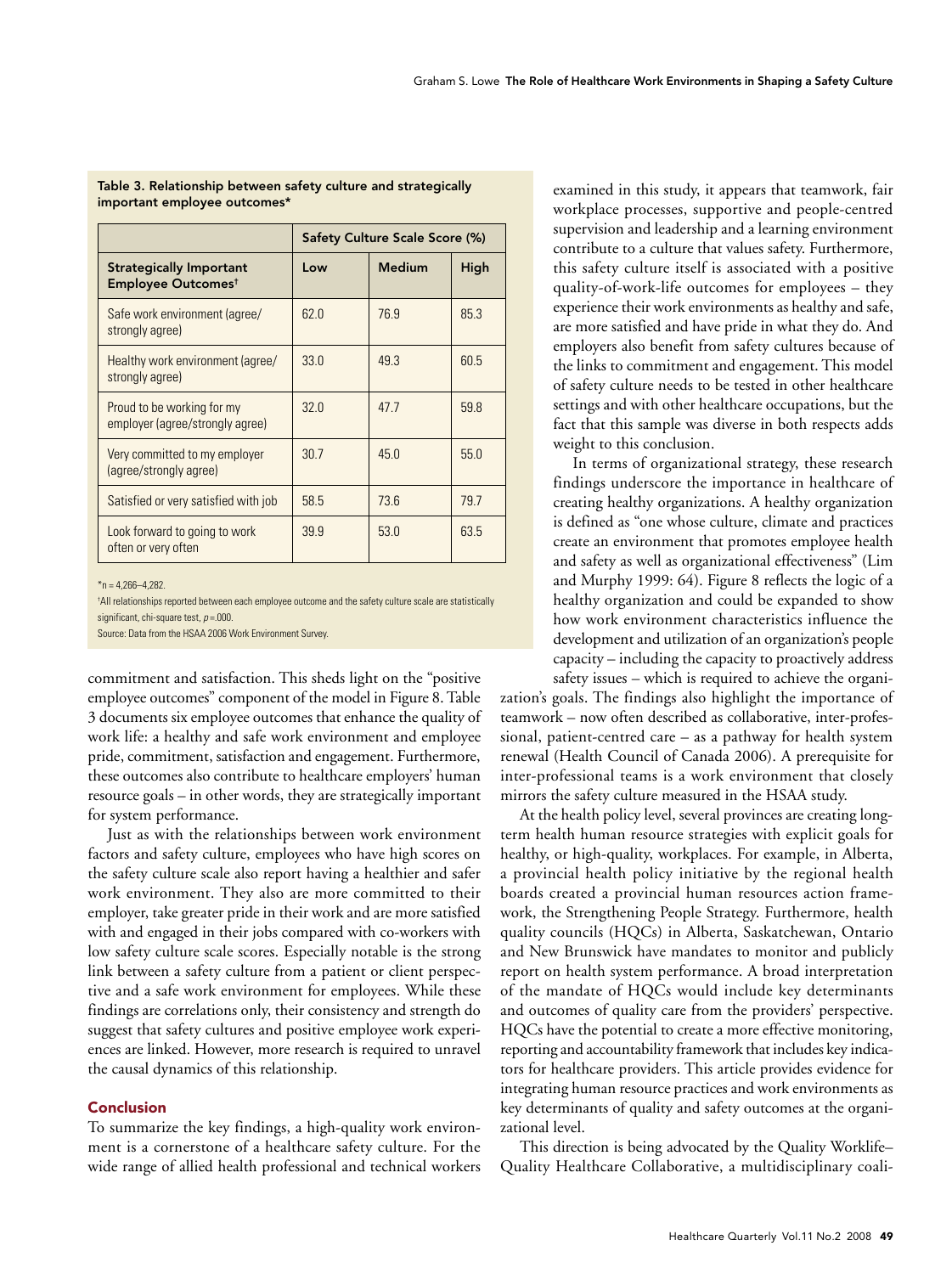Table 3. Relationship between safety culture and strategically important employee outcomes*

| | Safety Culture Scale Score (%) | | |
|---|---|---|---|
| Strategically Important Employee Outcomes† | Low | Medium | High |
| Safe work environment (agree/strongly agree) | 62.0 | 76.9 | 85.3 |
| Healthy work environment (agree/strongly agree) | 33.0 | 49.3 | 60.5 |
| Proud to be working for my employer (agree/strongly agree) | 32.0 | 47.7 | 59.8 |
| Very committed to my employer (agree/strongly agree) | 30.7 | 45.0 | 55.0 |
| Satisfied or very satisfied with job | 58.5 | 73.6 | 79.7 |
| Look forward to going to work often or very often | 39.9 | 53.0 | 63.5 |

*n = 4,266–4,282.

†All relationships reported between each employee outcome and the safety culture scale are statistically significant, chi-square test, $p$ = .000.

Source: Data from the HSAA 2006 Work Environment Survey.

commitment and satisfaction. This sheds light on the "positive employee outcomes" component of the model in Figure 8. Table 3 documents six employee outcomes that enhance the quality of work life: a healthy and safe work environment and employee pride, commitment, satisfaction and engagement. Furthermore, these outcomes also contribute to healthcare employers' human resource goals – in other words, they are strategically important for system performance.

Just as with the relationships between work environment factors and safety culture, employees who have high scores on the safety culture scale also report having a healthier and safer work environment. They also are more committed to their employer, take greater pride in their work and are more satisfied with and engaged in their jobs compared with co-workers with low safety culture scale scores. Especially notable is the strong link between a safety culture from a patient or client perspective and a safe work environment for employees. While these findings are correlations only, their consistency and strength do suggest that safety cultures and positive employee work experiences are linked. However, more research is required to unravel the causal dynamics of this relationship.

## Conclusion

To summarize the key findings, a high-quality work environment is a cornerstone of a healthcare safety culture. For the wide range of allied health professional and technical workers examined in this study, it appears that teamwork, fair workplace processes, supportive and people-centred supervision and leadership and a learning environment contribute to a culture that values safety. Furthermore, this safety culture itself is associated with a positive quality-of-work-life outcomes for employees – they experience their work environments as healthy and safe, are more satisfied and have pride in what they do. And employers also benefit from safety cultures because of the links to commitment and engagement. This model of safety culture needs to be tested in other healthcare settings and with other healthcare occupations, but the fact that this sample was diverse in both respects adds weight to this conclusion.

In terms of organizational strategy, these research findings underscore the importance in healthcare of creating healthy organizations. A healthy organization is defined as "one whose culture, climate and practices create an environment that promotes employee health and safety as well as organizational effectiveness" (Lim and Murphy 1999: 64). Figure 8 reflects the logic of a healthy organization and could be expanded to show how work environment characteristics influence the development and utilization of an organization's people capacity – including the capacity to proactively address safety issues – which is required to achieve the organization's goals. The findings also highlight the importance of teamwork – now often described as collaborative, inter-professional, patient-centred care – as a pathway for health system renewal (Health Council of Canada 2006). A prerequisite for inter-professional teams is a work environment that closely mirrors the safety culture measured in the HSAA study.

At the health policy level, several provinces are creating long-term health human resource strategies with explicit goals for healthy, or high-quality, workplaces. For example, in Alberta, a provincial health policy initiative by the regional health boards created a provincial human resources action framework, the Strengthening People Strategy. Furthermore, health quality councils (HQCs) in Alberta, Saskatchewan, Ontario and New Brunswick have mandates to monitor and publicly report on health system performance. A broad interpretation of the mandate of HQCs would include key determinants and outcomes of quality care from the providers' perspective. HQCs have the potential to create a more effective monitoring, reporting and accountability framework that includes key indicators for healthcare providers. This article provides evidence for integrating human resource practices and work environments as key determinants of quality and safety outcomes at the organizational level.

This direction is being advocated by the Quality Worklife–Quality Healthcare Collaborative, a multidisciplinary coali-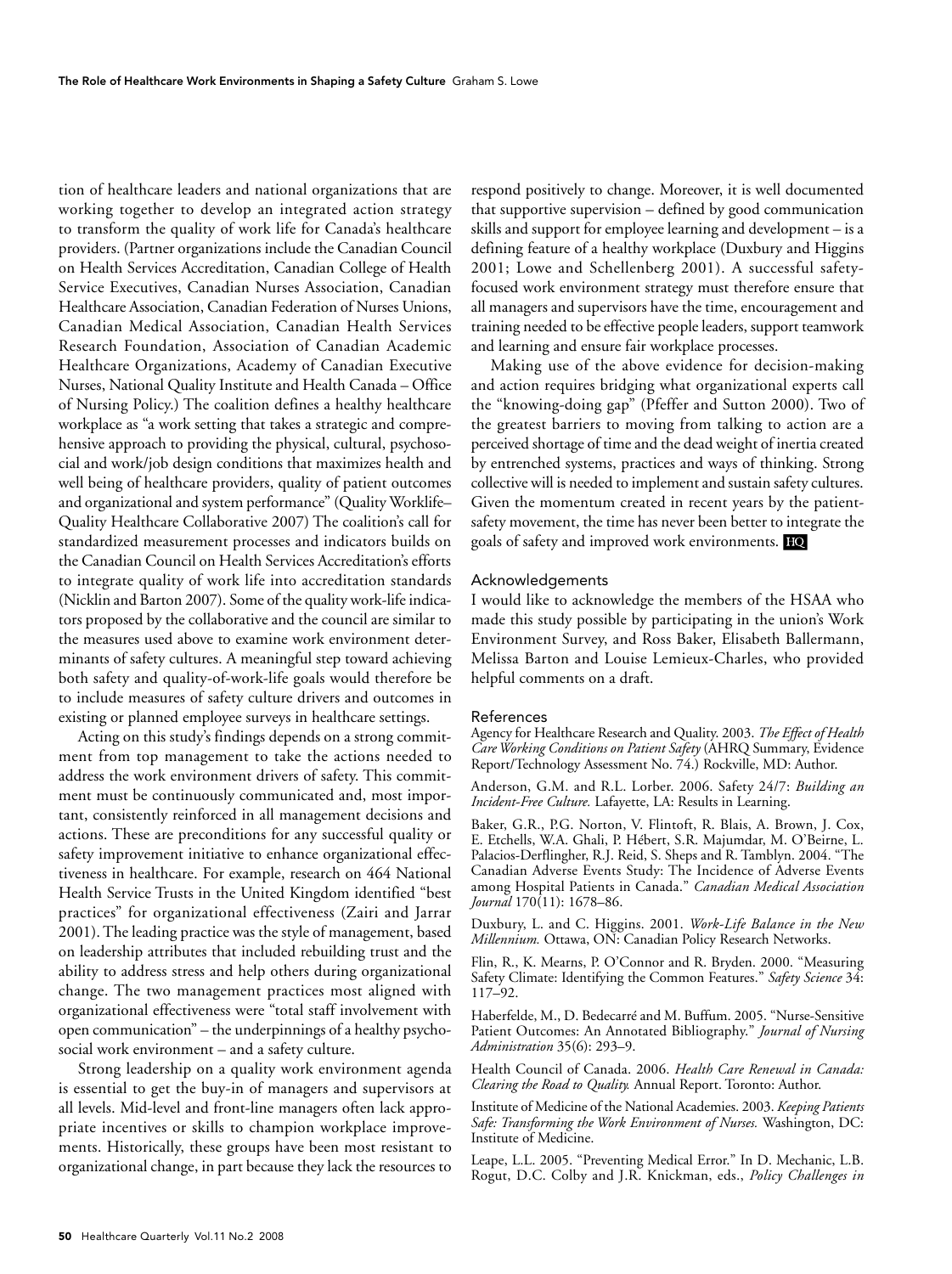tion of healthcare leaders and national organizations that are working together to develop an integrated action strategy to transform the quality of work life for Canada's healthcare providers. (Partner organizations include the Canadian Council on Health Services Accreditation, Canadian College of Health Service Executives, Canadian Nurses Association, Canadian Healthcare Association, Canadian Federation of Nurses Unions, Canadian Medical Association, Canadian Health Services Research Foundation, Association of Canadian Academic Healthcare Organizations, Academy of Canadian Executive Nurses, National Quality Institute and Health Canada – Office of Nursing Policy.) The coalition defines a healthy healthcare workplace as "a work setting that takes a strategic and comprehensive approach to providing the physical, cultural, psychosocial and work/job design conditions that maximizes health and well being of healthcare providers, quality of patient outcomes and organizational and system performance" (Quality Worklife–Quality Healthcare Collaborative 2007) The coalition's call for standardized measurement processes and indicators builds on the Canadian Council on Health Services Accreditation's efforts to integrate quality of work life into accreditation standards (Nicklin and Barton 2007). Some of the quality work-life indicators proposed by the collaborative and the council are similar to the measures used above to examine work environment determinants of safety cultures. A meaningful step toward achieving both safety and quality-of-work-life goals would therefore be to include measures of safety culture drivers and outcomes in existing or planned employee surveys in healthcare settings.

Acting on this study's findings depends on a strong commitment from top management to take the actions needed to address the work environment drivers of safety. This commitment must be continuously communicated and, most important, consistently reinforced in all management decisions and actions. These are preconditions for any successful quality or safety improvement initiative to enhance organizational effectiveness in healthcare. For example, research on 464 National Health Service Trusts in the United Kingdom identified "best practices" for organizational effectiveness (Zairi and Jarrar 2001). The leading practice was the style of management, based on leadership attributes that included rebuilding trust and the ability to address stress and help others during organizational change. The two management practices most aligned with organizational effectiveness were "total staff involvement with open communication" – the underpinnings of a healthy psychosocial work environment – and a safety culture.

Strong leadership on a quality work environment agenda is essential to get the buy-in of managers and supervisors at all levels. Mid-level and front-line managers often lack appropriate incentives or skills to champion workplace improvements. Historically, these groups have been most resistant to organizational change, in part because they lack the resources to respond positively to change. Moreover, it is well documented that supportive supervision – defined by good communication skills and support for employee learning and development – is a defining feature of a healthy workplace (Duxbury and Higgins 2001; Lowe and Schellenberg 2001). A successful safety-focused work environment strategy must therefore ensure that all managers and supervisors have the time, encouragement and training needed to be effective people leaders, support teamwork and learning and ensure fair workplace processes.

Making use of the above evidence for decision-making and action requires bridging what organizational experts call the "knowing-doing gap" (Pfeffer and Sutton 2000). Two of the greatest barriers to moving from talking to action are a perceived shortage of time and the dead weight of inertia created by entrenched systems, practices and ways of thinking. Strong collective will is needed to implement and sustain safety cultures. Given the momentum created in recent years by the patient-safety movement, the time has never been better to integrate the goals of safety and improved work environments. HQ

## Acknowledgements

I would like to acknowledge the members of the HSAA who made this study possible by participating in the union's Work Environment Survey, and Ross Baker, Elisabeth Ballermann, Melissa Barton and Louise Lemieux-Charles, who provided helpful comments on a draft.

## References

Agency for Healthcare Research and Quality. 2003. *The Effect of Health Care Working Conditions on Patient Safety* (AHRQ Summary, Evidence Report/Technology Assessment No. 74.) Rockville, MD: Author.

Anderson, G.M. and R.L. Lorber. 2006. Safety 24/7: *Building an Incident-Free Culture.* Lafayette, LA: Results in Learning.

Baker, G.R., P.G. Norton, V. Flintoft, R. Blais, A. Brown, J. Cox, E. Etchells, W.A. Ghali, P. Hébert, S.R. Majumdar, M. O'Beirne, L. Palacios-Derflingher, R.J. Reid, S. Sheps and R. Tamblyn. 2004. "The Canadian Adverse Events Study: The Incidence of Adverse Events among Hospital Patients in Canada." *Canadian Medical Association Journal* 170(11): 1678–86.

Duxbury, L. and C. Higgins. 2001. *Work-Life Balance in the New Millennium.* Ottawa, ON: Canadian Policy Research Networks.

Flin, R., K. Mearns, P. O'Connor and R. Bryden. 2000. "Measuring Safety Climate: Identifying the Common Features." *Safety Science* 34: 117–92.

Haberfelde, M., D. Bedecarré and M. Buffum. 2005. "Nurse-Sensitive Patient Outcomes: An Annotated Bibliography." *Journal of Nursing Administration* 35(6): 293–9.

Health Council of Canada. 2006. *Health Care Renewal in Canada: Clearing the Road to Quality.* Annual Report. Toronto: Author.

Institute of Medicine of the National Academies. 2003. *Keeping Patients Safe: Transforming the Work Environment of Nurses.* Washington, DC: Institute of Medicine.

Leape, L.L. 2005. "Preventing Medical Error." In D. Mechanic, L.B. Rogut, D.C. Colby and J.R. Knickman, eds., *Policy Challenges in*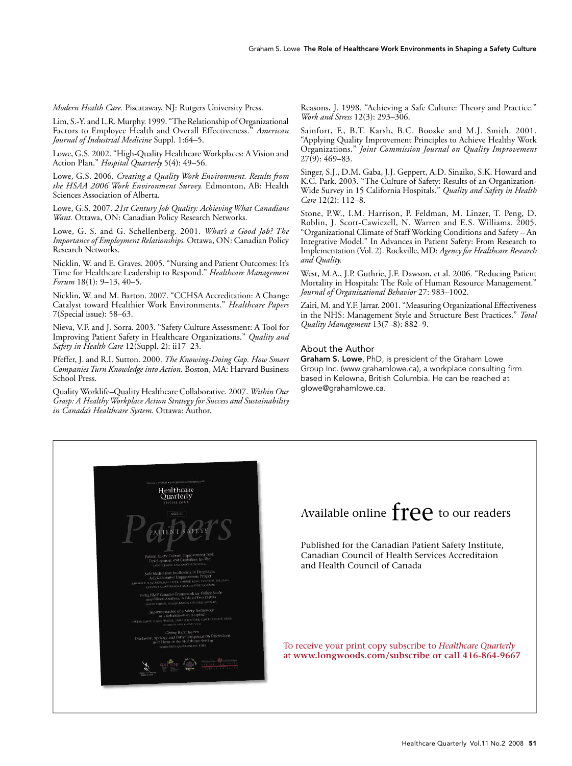*Modern Health Care.* Piscataway, NJ: Rutgers University Press.

Lim, S.-Y. and L.R. Murphy. 1999. "The Relationship of Organizational Factors to Employee Health and Overall Effectiveness." *American Journal of Industrial Medicine* Suppl. 1:64–5.

Lowe, G.S. 2002. "High-Quality Healthcare Workplaces: A Vision and Action Plan." *Hospital Quarterly* 5(4): 49–56.

Lowe, G.S. 2006. *Creating a Quality Work Environment. Results from the HSAA 2006 Work Environment Survey.* Edmonton, AB: Health Sciences Association of Alberta.

Lowe, G.S. 2007. *21st Century Job Quality: Achieving What Canadians Want.* Ottawa, ON: Canadian Policy Research Networks.

Lowe, G. S. and G. Schellenberg. 2001. *What's a Good Job? The Importance of Employment Relationships.* Ottawa, ON: Canadian Policy Research Networks.

Nicklin, W. and E. Graves. 2005. "Nursing and Patient Outcomes: It's Time for Healthcare Leadership to Respond." *Healthcare Management Forum* 18(1): 9–13, 40–5.

Nicklin, W. and M. Barton. 2007. "CCHSA Accreditation: A Change Catalyst toward Healthier Work Environments." *Healthcare Papers* 7(Special issue): 58–63.

Nieva, V.F. and J. Sorra. 2003. "Safety Culture Assessment: A Tool for Improving Patient Safety in Healthcare Organizations." *Quality and Safety in Health Care* 12(Suppl. 2): ii17–23.

Pfeffer, J. and R.I. Sutton. 2000. *The Knowing-Doing Gap. How Smart Companies Turn Knowledge into Action.* Boston, MA: Harvard Business School Press.

Quality Worklife–Quality Healthcare Collaborative. 2007. *Within Our Grasp: A Healthy Workplace Action Strategy for Success and Sustainability in Canada's Healthcare System.* Ottawa: Author.

Reasons, J. 1998. "Achieving a Safe Culture: Theory and Practice." *Work and Stress* 12(3): 293–306.

Sainfort, F., B.T. Karsh, B.C. Booske and M.J. Smith. 2001. "Applying Quality Improvement Principles to Achieve Healthy Work Organizations." *Joint Commission Journal on Quality Improvement* 27(9): 469–83.

Singer, S.J., D.M. Gaba, J.J. Geppert, A.D. Sinaiko, S.K. Howard and K.C. Park. 2003. "The Culture of Safety: Results of an Organization-Wide Survey in 15 California Hospitals." *Quality and Safety in Health Care* 12(2): 112–8.

Stone, P.W., I.M. Harrison, P. Feldman, M. Linzer, T. Peng, D. Roblin, J. Scott-Cawiezell, N. Warren and E.S. Williams. 2005. "Organizational Climate of Staff Working Conditions and Safety – An Integrative Model." In Advances in Patient Safety: From Research to Implementation (Vol. 2). Rockville, MD: *Agency for Healthcare Research and Quality.*

West, M.A., J.P. Guthrie, J.F. Dawson, et al. 2006. "Reducing Patient Mortality in Hospitals: The Role of Human Resource Management." *Journal of Organizational Behavior* 27: 983–1002.

Zairi, M. and Y.F. Jarrar. 2001. "Measuring Organizational Effectiveness in the NHS: Management Style and Structure Best Practices." *Total Quality Management* 13(7–8): 882–9.

## About the Author

**Graham S. Lowe**, PhD, is president of the Graham Lowe Group Inc. (www.grahamlowe.ca), a workplace consulting firm based in Kelowna, British Columbia. He can be reached at glowe@grahamlowe.ca.

Available online free to our readers

Published for the Canadian Patient Safety Institute, Canadian Council of Health Services Accreditaion and Health Council of Canada

To receive your print copy subscribe to *Healthcare Quarterly* at **www.longwoods.com/subscribe or call 416-864-9667**